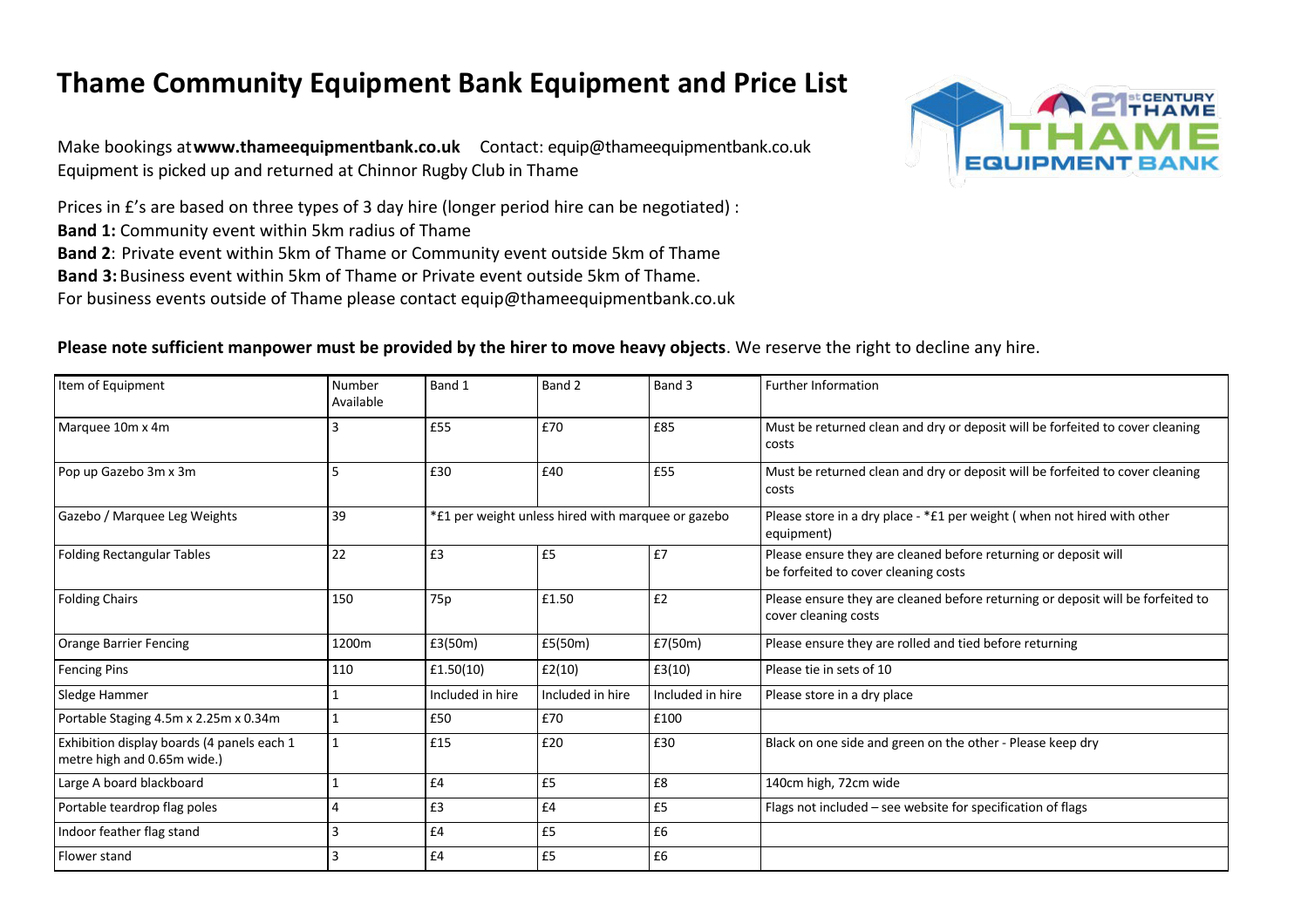# Thame Community Equipment Bank Equipment and Price List

Make bookings at **www.thameequipmentbank.co.uk** Contact: equip@thameequipmentbank.co.uk
Equipment is picked up and returned at Chinnor Rugby Club in Thame

Prices in £'s are based on three types of 3 day hire (longer period hire can be negotiated) :
**Band 1:** Community event within 5km radius of Thame
**Band 2**: Private event within 5km of Thame or Community event outside 5km of Thame
**Band 3:** Business event within 5km of Thame or Private event outside 5km of Thame.
For business events outside of Thame please contact equip@thameequipmentbank.co.uk

**Please note sufficient manpower must be provided by the hirer to move heavy objects**. We reserve the right to decline any hire.

| Item of Equipment | Number Available | Band 1 | Band 2 | Band 3 | Further Information |
|---|---|---|---|---|---|
| Marquee 10m x 4m | 3 | £55 | £70 | £85 | Must be returned clean and dry or deposit will be forfeited to cover cleaning costs |
| Pop up Gazebo 3m x 3m | 5 | £30 | £40 | £55 | Must be returned clean and dry or deposit will be forfeited to cover cleaning costs |
| Gazebo / Marquee Leg Weights | 39 | *£1 per weight unless hired with marquee or gazebo | | | Please store in a dry place - *£1 per weight ( when not hired with other equipment) |
| Folding Rectangular Tables | 22 | £3 | £5 | £7 | Please ensure they are cleaned before returning or deposit will be forfeited to cover cleaning costs |
| Folding Chairs | 150 | 75p | £1.50 | £2 | Please ensure they are cleaned before returning or deposit will be forfeited to cover cleaning costs |
| Orange Barrier Fencing | 1200m | £3(50m) | £5(50m) | £7(50m) | Please ensure they are rolled and tied before returning |
| Fencing Pins | 110 | £1.50(10) | £2(10) | £3(10) | Please tie in sets of 10 |
| Sledge Hammer | 1 | Included in hire | Included in hire | Included in hire | Please store in a dry place |
| Portable Staging 4.5m x 2.25m x 0.34m | 1 | £50 | £70 | £100 | |
| Exhibition display boards (4 panels each 1 metre high and 0.65m wide.) | 1 | £15 | £20 | £30 | Black on one side and green on the other - Please keep dry |
| Large A board blackboard | 1 | £4 | £5 | £8 | 140cm high, 72cm wide |
| Portable teardrop flag poles | 4 | £3 | £4 | £5 | Flags not included – see website for specification of flags |
| Indoor feather flag stand | 3 | £4 | £5 | £6 | |
| Flower stand | 3 | £4 | £5 | £6 | |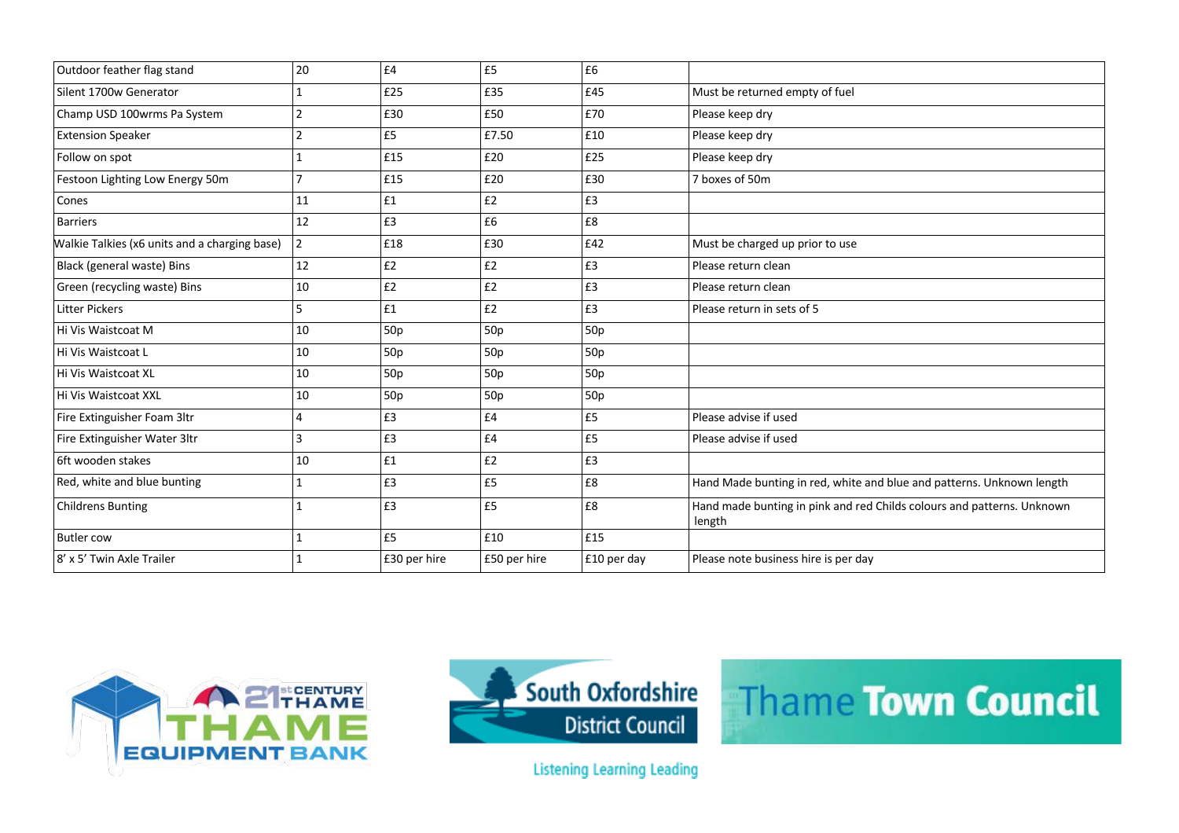| | | | | | |
|---|---|---|---|---|---|
| Outdoor feather flag stand | 20 | £4 | £5 | £6 | |
| Silent 1700w Generator | 1 | £25 | £35 | £45 | Must be returned empty of fuel |
| Champ USD 100wrms Pa System | 2 | £30 | £50 | £70 | Please keep dry |
| Extension Speaker | 2 | £5 | £7.50 | £10 | Please keep dry |
| Follow on spot | 1 | £15 | £20 | £25 | Please keep dry |
| Festoon Lighting Low Energy 50m | 7 | £15 | £20 | £30 | 7 boxes of 50m |
| Cones | 11 | £1 | £2 | £3 | |
| Barriers | 12 | £3 | £6 | £8 | |
| Walkie Talkies (x6 units and a charging base) | 2 | £18 | £30 | £42 | Must be charged up prior to use |
| Black (general waste) Bins | 12 | £2 | £2 | £3 | Please return clean |
| Green (recycling waste) Bins | 10 | £2 | £2 | £3 | Please return clean |
| Litter Pickers | 5 | £1 | £2 | £3 | Please return in sets of 5 |
| Hi Vis Waistcoat M | 10 | 50p | 50p | 50p | |
| Hi Vis Waistcoat L | 10 | 50p | 50p | 50p | |
| Hi Vis Waistcoat XL | 10 | 50p | 50p | 50p | |
| Hi Vis Waistcoat XXL | 10 | 50p | 50p | 50p | |
| Fire Extinguisher Foam 3ltr | 4 | £3 | £4 | £5 | Please advise if used |
| Fire Extinguisher Water 3ltr | 3 | £3 | £4 | £5 | Please advise if used |
| 6ft wooden stakes | 10 | £1 | £2 | £3 | |
| Red, white and blue bunting | 1 | £3 | £5 | £8 | Hand Made bunting in red, white and blue and patterns. Unknown length |
| Childrens Bunting | 1 | £3 | £5 | £8 | Hand made bunting in pink and red Childs colours and patterns. Unknown length |
| Butler cow | 1 | £5 | £10 | £15 | |
| 8' x 5' Twin Axle Trailer | 1 | £30 per hire | £50 per hire | £10 per day | Please note business hire is per day |

21st CENTURY THAME EQUIPMENT BANK

South Oxfordshire District Council

Listening Learning Leading

Thame Town Council